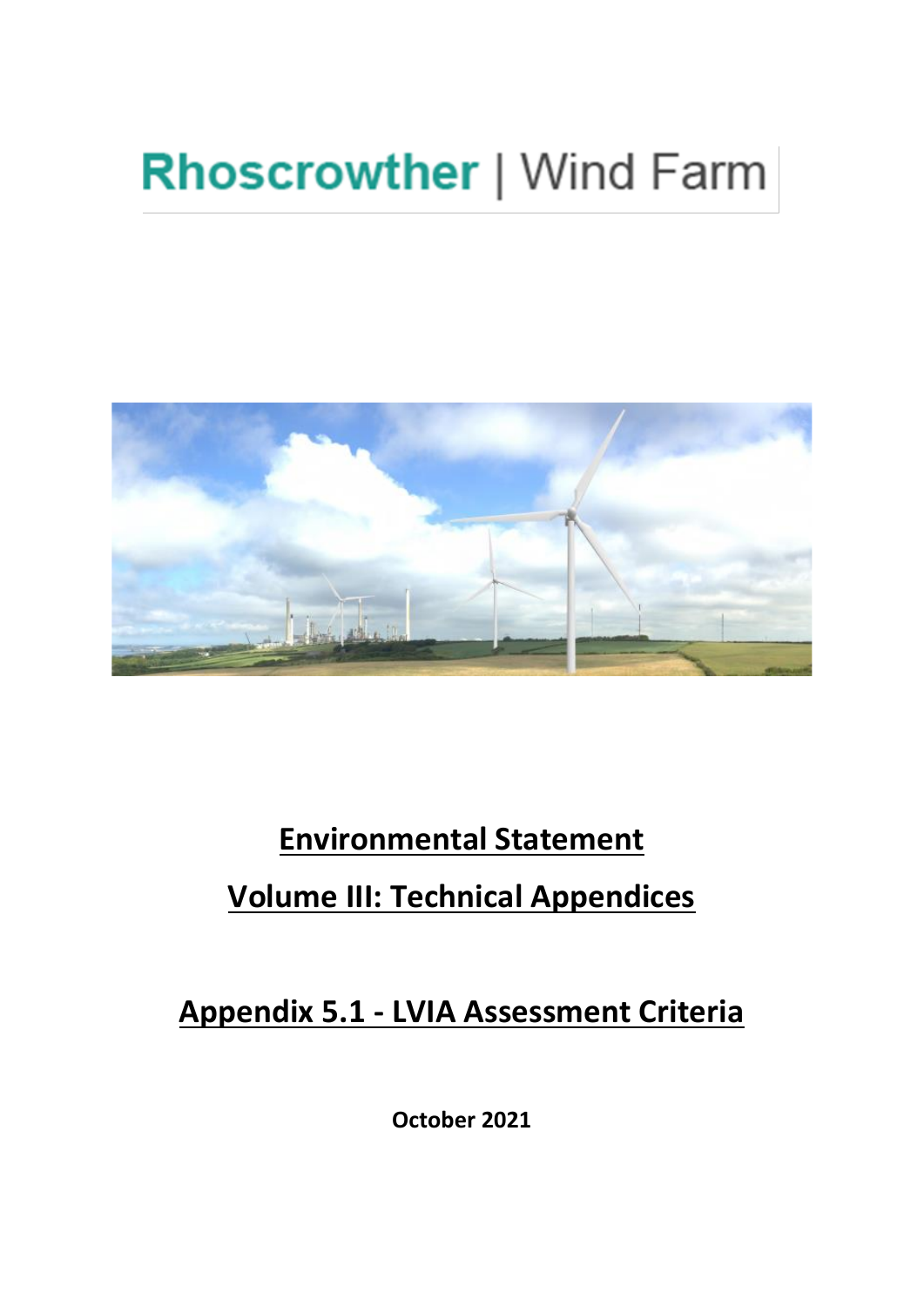# Rhoscrowther | Wind Farm

## Environmental Statement

## Volume III: Technical Appendices

## Appendix 5.1 - LVIA Assessment Criteria

**October 2021**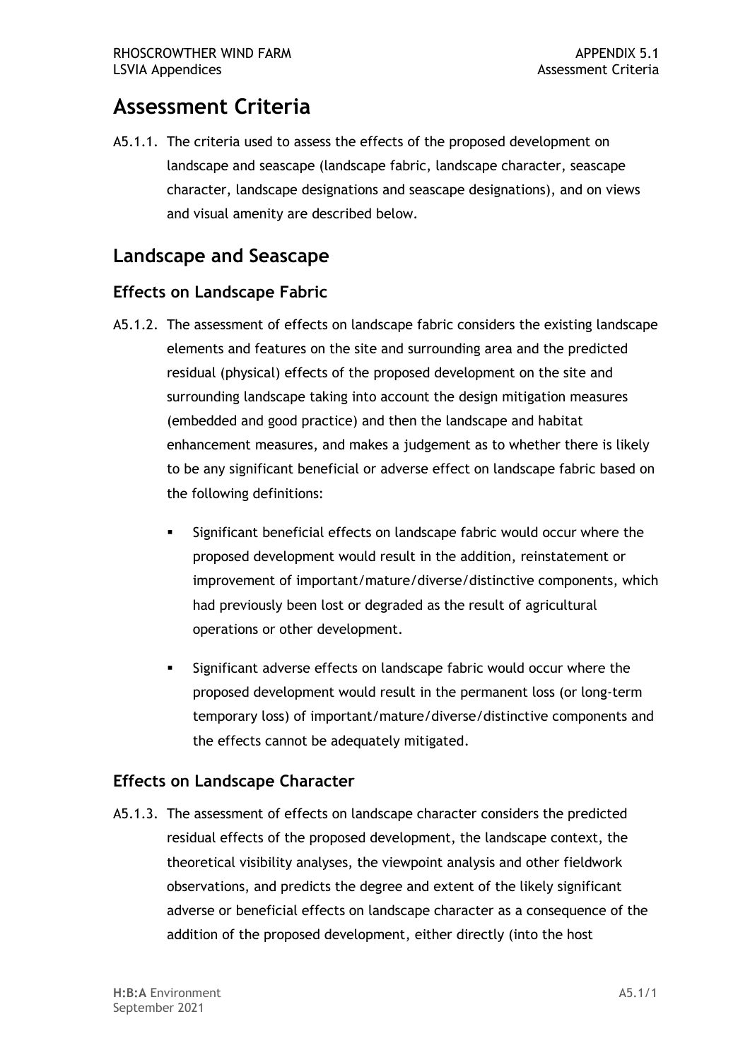# Assessment Criteria

A5.1.1. The criteria used to assess the effects of the proposed development on landscape and seascape (landscape fabric, landscape character, seascape character, landscape designations and seascape designations), and on views and visual amenity are described below.

# Landscape and Seascape

## Effects on Landscape Fabric

A5.1.2. The assessment of effects on landscape fabric considers the existing landscape elements and features on the site and surrounding area and the predicted residual (physical) effects of the proposed development on the site and surrounding landscape taking into account the design mitigation measures (embedded and good practice) and then the landscape and habitat enhancement measures, and makes a judgement as to whether there is likely to be any significant beneficial or adverse effect on landscape fabric based on the following definitions:

- Significant beneficial effects on landscape fabric would occur where the proposed development would result in the addition, reinstatement or improvement of important/mature/diverse/distinctive components, which had previously been lost or degraded as the result of agricultural operations or other development.
- Significant adverse effects on landscape fabric would occur where the proposed development would result in the permanent loss (or long-term temporary loss) of important/mature/diverse/distinctive components and the effects cannot be adequately mitigated.

## Effects on Landscape Character

A5.1.3. The assessment of effects on landscape character considers the predicted residual effects of the proposed development, the landscape context, the theoretical visibility analyses, the viewpoint analysis and other fieldwork observations, and predicts the degree and extent of the likely significant adverse or beneficial effects on landscape character as a consequence of the addition of the proposed development, either directly (into the host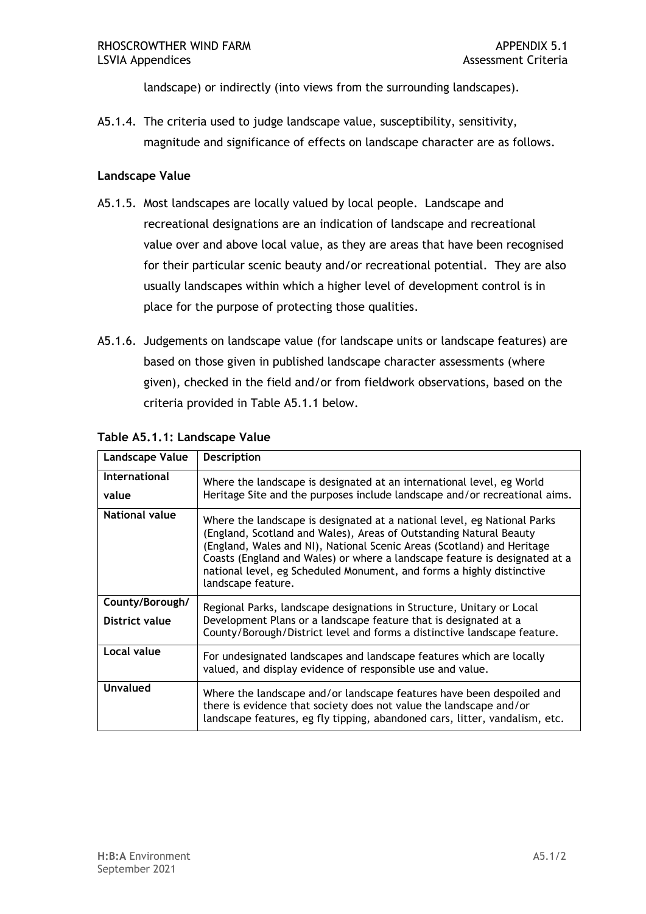landscape) or indirectly (into views from the surrounding landscapes).

A5.1.4. The criteria used to judge landscape value, susceptibility, sensitivity, magnitude and significance of effects on landscape character are as follows.

**Landscape Value**

A5.1.5. Most landscapes are locally valued by local people. Landscape and recreational designations are an indication of landscape and recreational value over and above local value, as they are areas that have been recognised for their particular scenic beauty and/or recreational potential. They are also usually landscapes within which a higher level of development control is in place for the purpose of protecting those qualities.

A5.1.6. Judgements on landscape value (for landscape units or landscape features) are based on those given in published landscape character assessments (where given), checked in the field and/or from fieldwork observations, based on the criteria provided in Table A5.1.1 below.

**Table A5.1.1: Landscape Value**

| Landscape Value | Description |
|---|---|
| **International value** | Where the landscape is designated at an international level, eg World Heritage Site and the purposes include landscape and/or recreational aims. |
| **National value** | Where the landscape is designated at a national level, eg National Parks (England, Scotland and Wales), Areas of Outstanding Natural Beauty (England, Wales and NI), National Scenic Areas (Scotland) and Heritage Coasts (England and Wales) or where a landscape feature is designated at a national level, eg Scheduled Monument, and forms a highly distinctive landscape feature. |
| **County/Borough/ District value** | Regional Parks, landscape designations in Structure, Unitary or Local Development Plans or a landscape feature that is designated at a County/Borough/District level and forms a distinctive landscape feature. |
| **Local value** | For undesignated landscapes and landscape features which are locally valued, and display evidence of responsible use and value. |
| **Unvalued** | Where the landscape and/or landscape features have been despoiled and there is evidence that society does not value the landscape and/or landscape features, eg fly tipping, abandoned cars, litter, vandalism, etc. |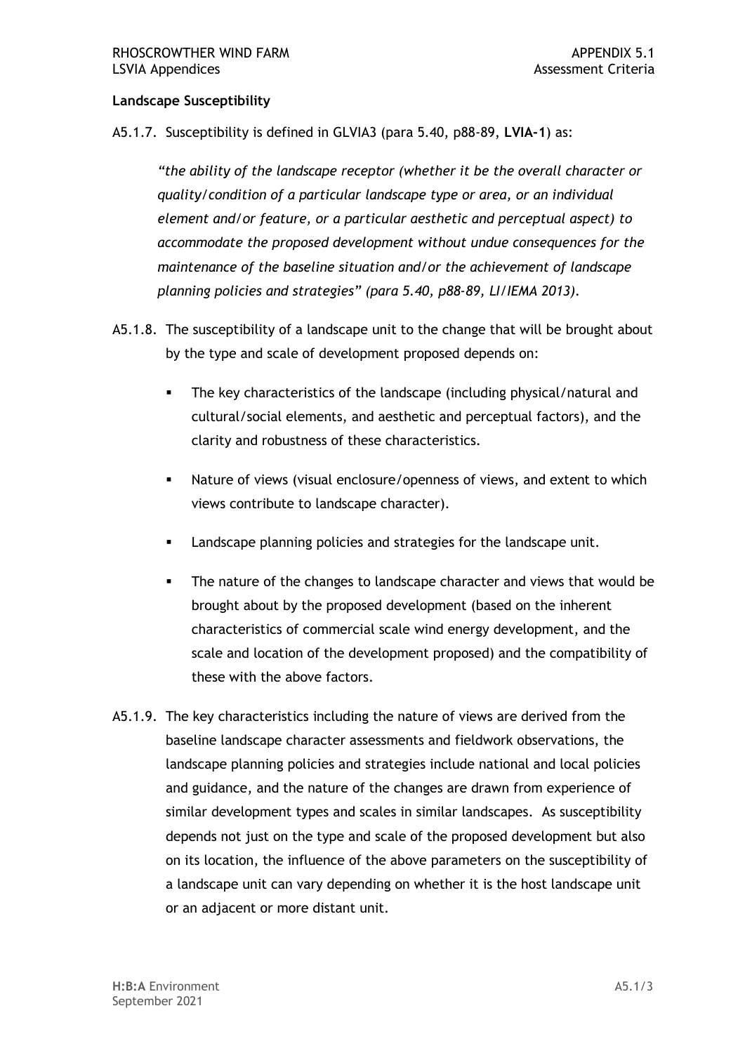**Landscape Susceptibility**

A5.1.7. Susceptibility is defined in GLVIA3 (para 5.40, p88-89, **LVIA-1**) as:

*"the ability of the landscape receptor (whether it be the overall character or quality/condition of a particular landscape type or area, or an individual element and/or feature, or a particular aesthetic and perceptual aspect) to accommodate the proposed development without undue consequences for the maintenance of the baseline situation and/or the achievement of landscape planning policies and strategies" (para 5.40, p88-89, LI/IEMA 2013).*

A5.1.8. The susceptibility of a landscape unit to the change that will be brought about by the type and scale of development proposed depends on:

- The key characteristics of the landscape (including physical/natural and cultural/social elements, and aesthetic and perceptual factors), and the clarity and robustness of these characteristics.
- Nature of views (visual enclosure/openness of views, and extent to which views contribute to landscape character).
- Landscape planning policies and strategies for the landscape unit.
- The nature of the changes to landscape character and views that would be brought about by the proposed development (based on the inherent characteristics of commercial scale wind energy development, and the scale and location of the development proposed) and the compatibility of these with the above factors.

A5.1.9. The key characteristics including the nature of views are derived from the baseline landscape character assessments and fieldwork observations, the landscape planning policies and strategies include national and local policies and guidance, and the nature of the changes are drawn from experience of similar development types and scales in similar landscapes. As susceptibility depends not just on the type and scale of the proposed development but also on its location, the influence of the above parameters on the susceptibility of a landscape unit can vary depending on whether it is the host landscape unit or an adjacent or more distant unit.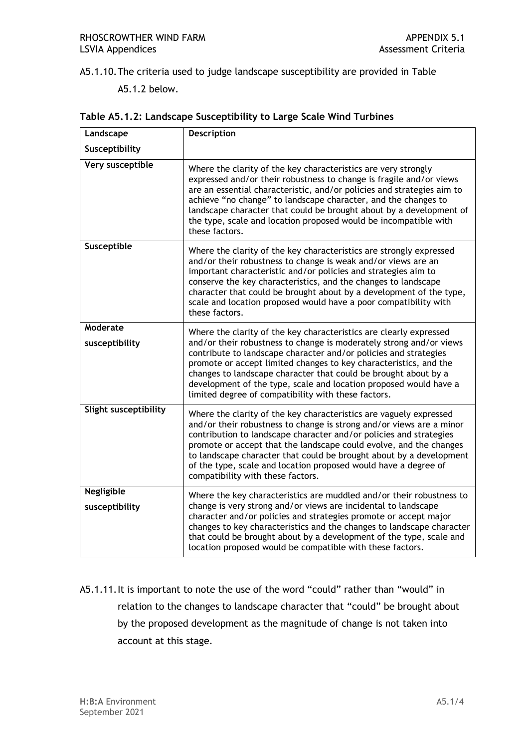A5.1.10. The criteria used to judge landscape susceptibility are provided in Table A5.1.2 below.

**Table A5.1.2: Landscape Susceptibility to Large Scale Wind Turbines**

| Landscape Susceptibility | Description |
|---|---|
| **Very susceptible** | Where the clarity of the key characteristics are very strongly expressed and/or their robustness to change is fragile and/or views are an essential characteristic, and/or policies and strategies aim to achieve "no change" to landscape character, and the changes to landscape character that could be brought about by a development of the type, scale and location proposed would be incompatible with these factors. |
| **Susceptible** | Where the clarity of the key characteristics are strongly expressed and/or their robustness to change is weak and/or views are an important characteristic and/or policies and strategies aim to conserve the key characteristics, and the changes to landscape character that could be brought about by a development of the type, scale and location proposed would have a poor compatibility with these factors. |
| **Moderate susceptibility** | Where the clarity of the key characteristics are clearly expressed and/or their robustness to change is moderately strong and/or views contribute to landscape character and/or policies and strategies promote or accept limited changes to key characteristics, and the changes to landscape character that could be brought about by a development of the type, scale and location proposed would have a limited degree of compatibility with these factors. |
| **Slight susceptibility** | Where the clarity of the key characteristics are vaguely expressed and/or their robustness to change is strong and/or views are a minor contribution to landscape character and/or policies and strategies promote or accept that the landscape could evolve, and the changes to landscape character that could be brought about by a development of the type, scale and location proposed would have a degree of compatibility with these factors. |
| **Negligible susceptibility** | Where the key characteristics are muddled and/or their robustness to change is very strong and/or views are incidental to landscape character and/or policies and strategies promote or accept major changes to key characteristics and the changes to landscape character that could be brought about by a development of the type, scale and location proposed would be compatible with these factors. |

A5.1.11. It is important to note the use of the word "could" rather than "would" in relation to the changes to landscape character that "could" be brought about by the proposed development as the magnitude of change is not taken into account at this stage.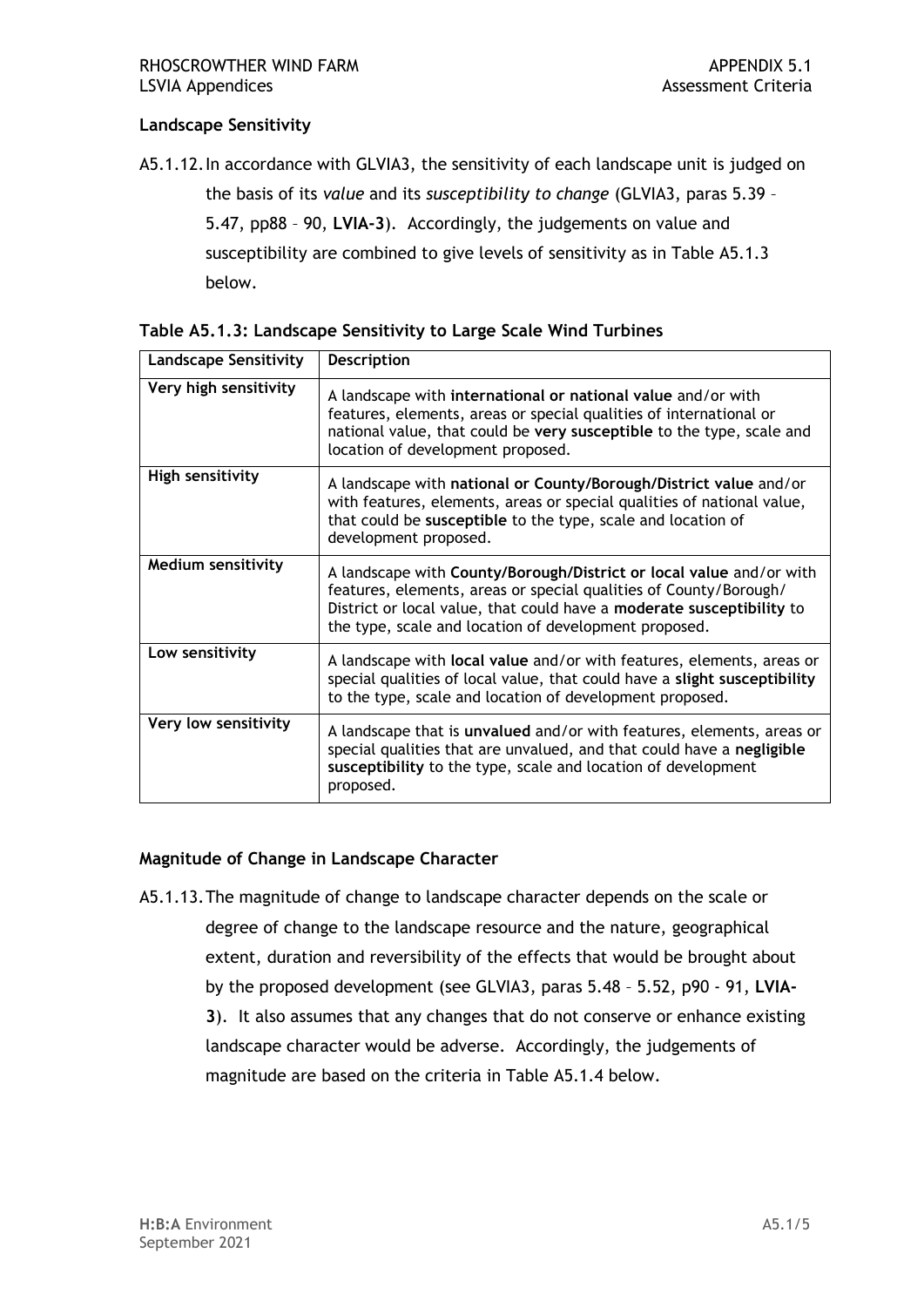### Landscape Sensitivity

A5.1.12. In accordance with GLVIA3, the sensitivity of each landscape unit is judged on the basis of its *value* and its *susceptibility to change* (GLVIA3, paras 5.39 – 5.47, pp88 – 90, **LVIA-3**). Accordingly, the judgements on value and susceptibility are combined to give levels of sensitivity as in Table A5.1.3 below.

**Table A5.1.3: Landscape Sensitivity to Large Scale Wind Turbines**

| Landscape Sensitivity | Description |
|---|---|
| **Very high sensitivity** | A landscape with **international or national value** and/or with features, elements, areas or special qualities of international or national value, that could be **very susceptible** to the type, scale and location of development proposed. |
| **High sensitivity** | A landscape with **national or County/Borough/District value** and/or with features, elements, areas or special qualities of national value, that could be **susceptible** to the type, scale and location of development proposed. |
| **Medium sensitivity** | A landscape with **County/Borough/District or local value** and/or with features, elements, areas or special qualities of County/Borough/District or local value, that could have a **moderate susceptibility** to the type, scale and location of development proposed. |
| **Low sensitivity** | A landscape with **local value** and/or with features, elements, areas or special qualities of local value, that could have a **slight susceptibility** to the type, scale and location of development proposed. |
| **Very low sensitivity** | A landscape that is **unvalued** and/or with features, elements, areas or special qualities that are unvalued, and that could have a **negligible susceptibility** to the type, scale and location of development proposed. |

### Magnitude of Change in Landscape Character

A5.1.13. The magnitude of change to landscape character depends on the scale or degree of change to the landscape resource and the nature, geographical extent, duration and reversibility of the effects that would be brought about by the proposed development (see GLVIA3, paras 5.48 – 5.52, p90 - 91, **LVIA-3**). It also assumes that any changes that do not conserve or enhance existing landscape character would be adverse. Accordingly, the judgements of magnitude are based on the criteria in Table A5.1.4 below.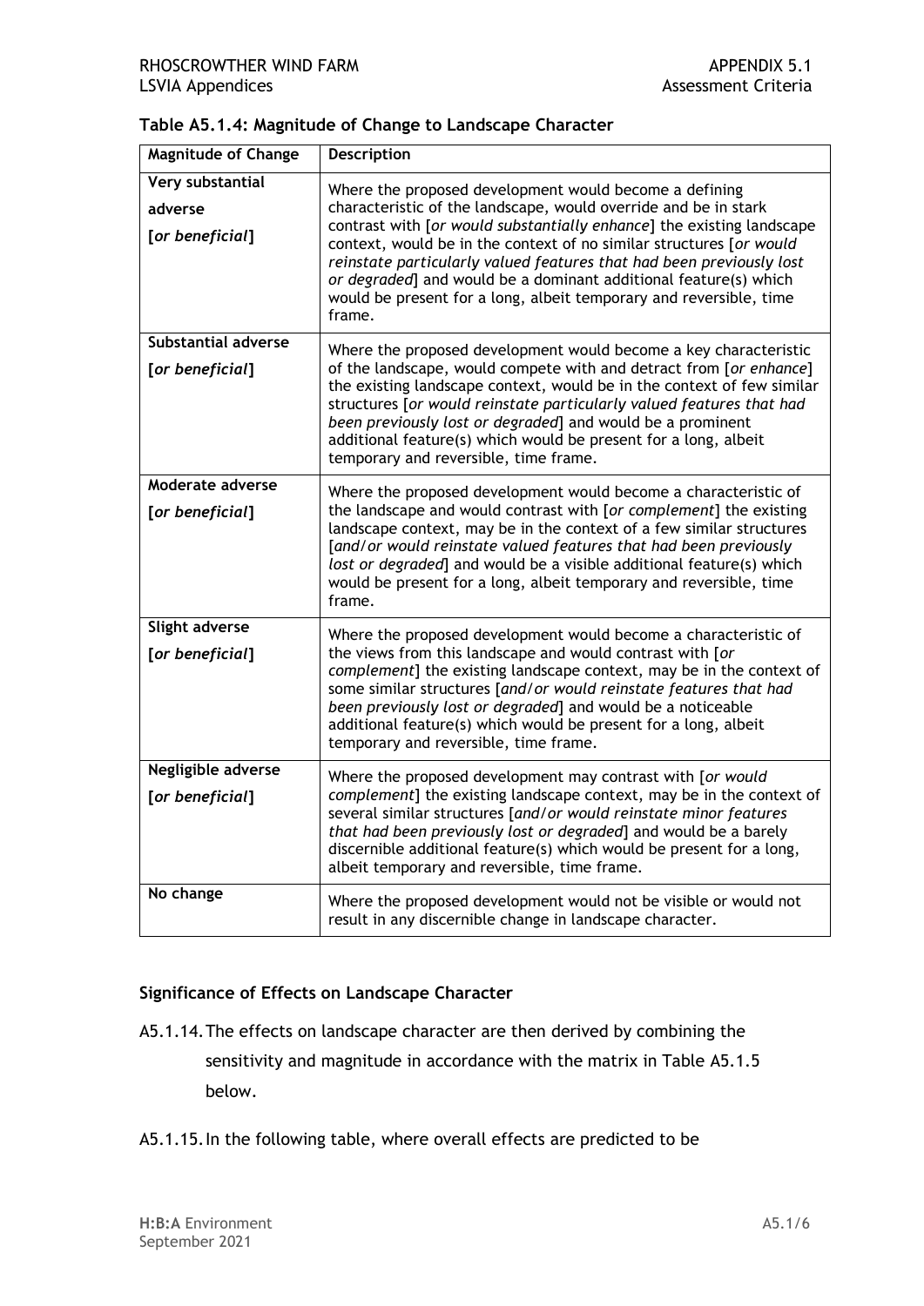**Table A5.1.4: Magnitude of Change to Landscape Character**

| Magnitude of Change | Description |
|---|---|
| **Very substantial adverse [*or beneficial*]** | Where the proposed development would become a defining characteristic of the landscape, would override and be in stark contrast with [*or would substantially enhance*] the existing landscape context, would be in the context of no similar structures [*or would reinstate particularly valued features that had been previously lost or degraded*] and would be a dominant additional feature(s) which would be present for a long, albeit temporary and reversible, time frame. |
| **Substantial adverse [*or beneficial*]** | Where the proposed development would become a key characteristic of the landscape, would compete with and detract from [*or enhance*] the existing landscape context, would be in the context of few similar structures [*or would reinstate particularly valued features that had been previously lost or degraded*] and would be a prominent additional feature(s) which would be present for a long, albeit temporary and reversible, time frame. |
| **Moderate adverse [*or beneficial*]** | Where the proposed development would become a characteristic of the landscape and would contrast with [*or complement*] the existing landscape context, may be in the context of a few similar structures [*and/or would reinstate valued features that had been previously lost or degraded*] and would be a visible additional feature(s) which would be present for a long, albeit temporary and reversible, time frame. |
| **Slight adverse [*or beneficial*]** | Where the proposed development would become a characteristic of the views from this landscape and would contrast with [*or complement*] the existing landscape context, may be in the context of some similar structures [*and/or would reinstate features that had been previously lost or degraded*] and would be a noticeable additional feature(s) which would be present for a long, albeit temporary and reversible, time frame. |
| **Negligible adverse [*or beneficial*]** | Where the proposed development may contrast with [*or would complement*] the existing landscape context, may be in the context of several similar structures [*and/or would reinstate minor features that had been previously lost or degraded*] and would be a barely discernible additional feature(s) which would be present for a long, albeit temporary and reversible, time frame. |
| **No change** | Where the proposed development would not be visible or would not result in any discernible change in landscape character. |

### Significance of Effects on Landscape Character

A5.1.14. The effects on landscape character are then derived by combining the sensitivity and magnitude in accordance with the matrix in Table A5.1.5 below.

A5.1.15. In the following table, where overall effects are predicted to be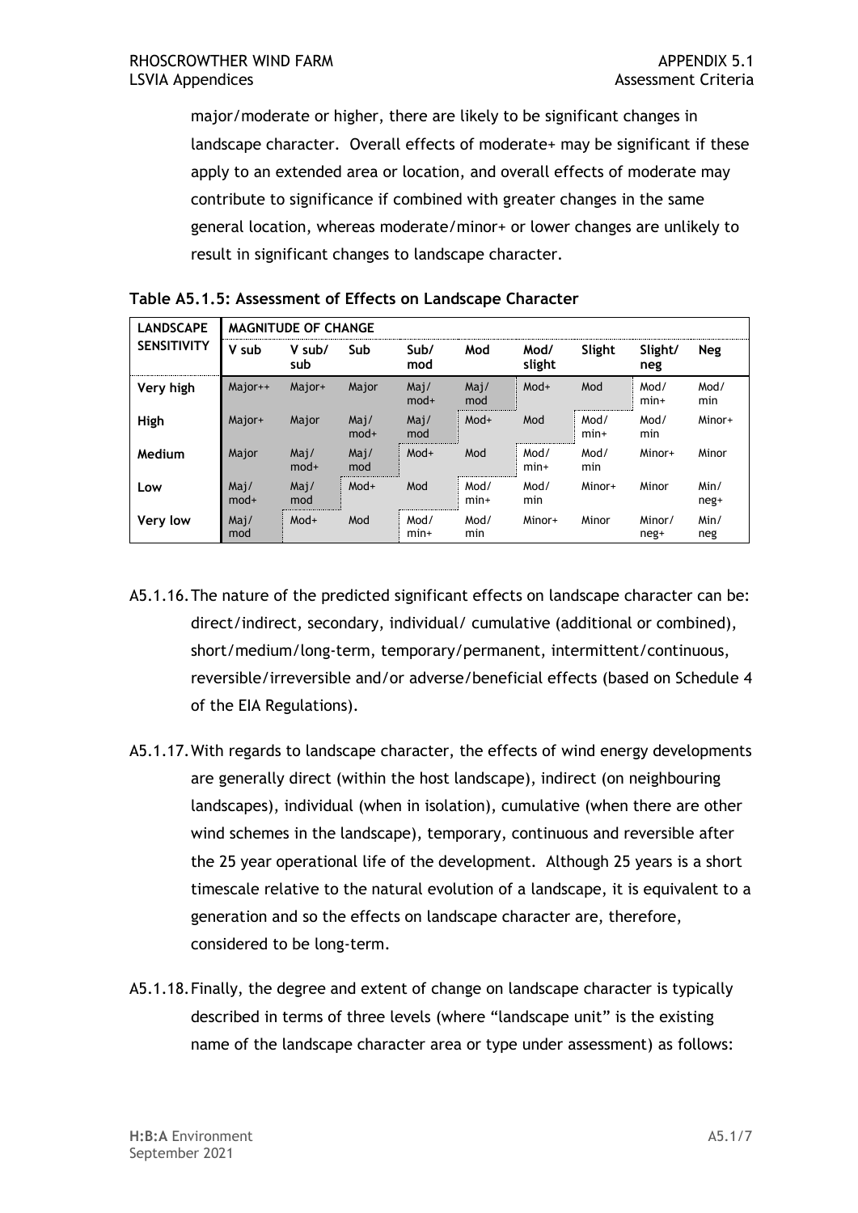major/moderate or higher, there are likely to be significant changes in landscape character. Overall effects of moderate+ may be significant if these apply to an extended area or location, and overall effects of moderate may contribute to significance if combined with greater changes in the same general location, whereas moderate/minor+ or lower changes are unlikely to result in significant changes to landscape character.

**Table A5.1.5: Assessment of Effects on Landscape Character**

| LANDSCAPE SENSITIVITY | MAGNITUDE OF CHANGE | | | | | | | | |
|---|---|---|---|---|---|---|---|---|---|
| | V sub | V sub/ sub | Sub | Sub/ mod | Mod | Mod/ slight | Slight | Slight/ neg | Neg |
| **Very high** | Major++ | Major+ | Major | Maj/ mod+ | Maj/ mod | Mod+ | Mod | Mod/ min+ | Mod/ min |
| **High** | Major+ | Major | Maj/ mod+ | Maj/ mod | Mod+ | Mod | Mod/ min+ | Mod/ min | Minor+ |
| **Medium** | Major | Maj/ mod+ | Maj/ mod | Mod+ | Mod | Mod/ min+ | Mod/ min | Minor+ | Minor |
| **Low** | Maj/ mod+ | Maj/ mod | Mod+ | Mod | Mod/ min+ | Mod/ min | Minor+ | Minor | Min/ neg+ |
| **Very low** | Maj/ mod | Mod+ | Mod | Mod/ min+ | Mod/ min | Minor+ | Minor | Minor/ neg+ | Min/ neg |

A5.1.16. The nature of the predicted significant effects on landscape character can be: direct/indirect, secondary, individual/ cumulative (additional or combined), short/medium/long-term, temporary/permanent, intermittent/continuous, reversible/irreversible and/or adverse/beneficial effects (based on Schedule 4 of the EIA Regulations).

A5.1.17. With regards to landscape character, the effects of wind energy developments are generally direct (within the host landscape), indirect (on neighbouring landscapes), individual (when in isolation), cumulative (when there are other wind schemes in the landscape), temporary, continuous and reversible after the 25 year operational life of the development. Although 25 years is a short timescale relative to the natural evolution of a landscape, it is equivalent to a generation and so the effects on landscape character are, therefore, considered to be long-term.

A5.1.18. Finally, the degree and extent of change on landscape character is typically described in terms of three levels (where "landscape unit" is the existing name of the landscape character area or type under assessment) as follows: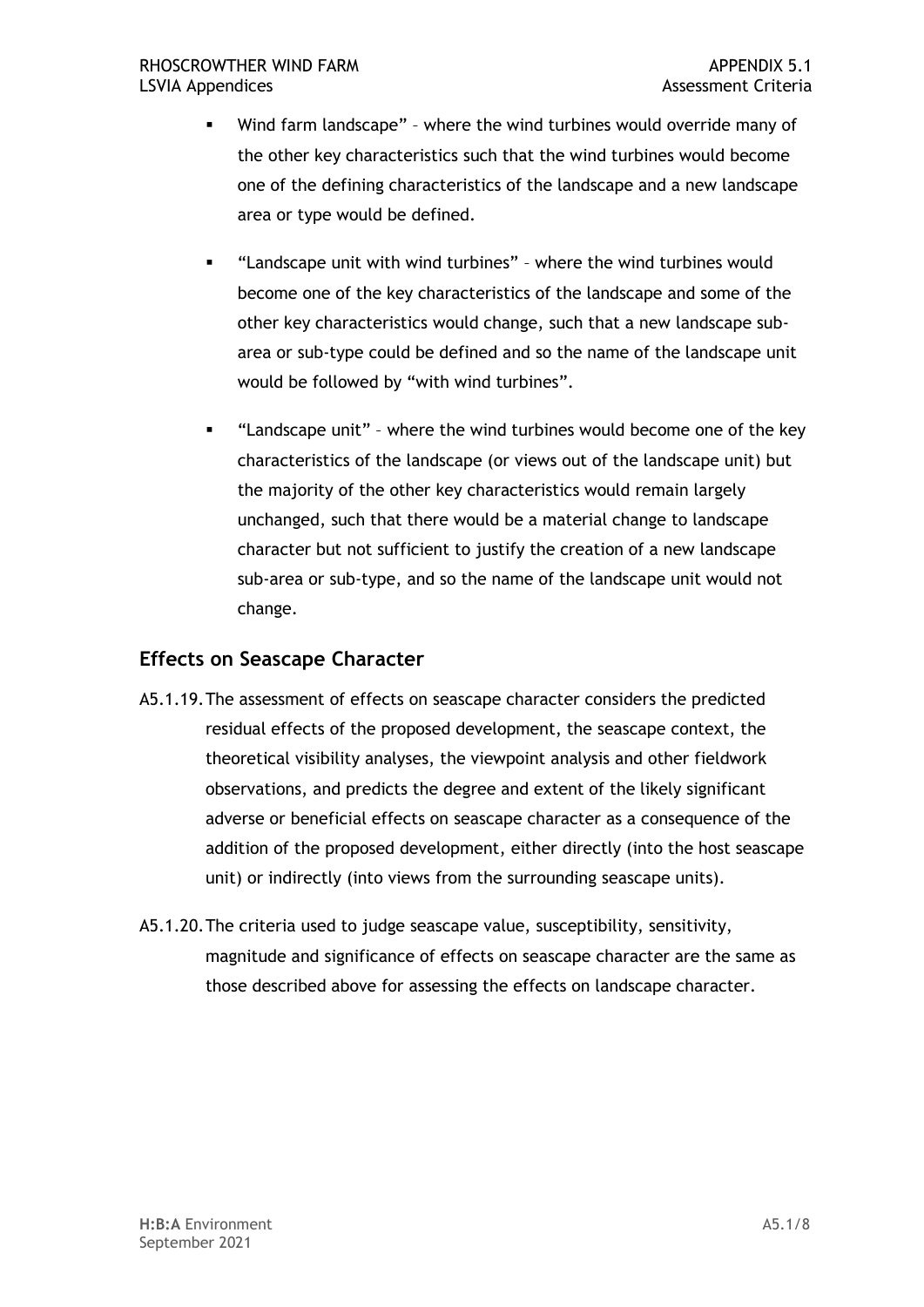- Wind farm landscape" – where the wind turbines would override many of the other key characteristics such that the wind turbines would become one of the defining characteristics of the landscape and a new landscape area or type would be defined.
- "Landscape unit with wind turbines" – where the wind turbines would become one of the key characteristics of the landscape and some of the other key characteristics would change, such that a new landscape sub-area or sub-type could be defined and so the name of the landscape unit would be followed by "with wind turbines".
- "Landscape unit" – where the wind turbines would become one of the key characteristics of the landscape (or views out of the landscape unit) but the majority of the other key characteristics would remain largely unchanged, such that there would be a material change to landscape character but not sufficient to justify the creation of a new landscape sub-area or sub-type, and so the name of the landscape unit would not change.

## Effects on Seascape Character

A5.1.19. The assessment of effects on seascape character considers the predicted residual effects of the proposed development, the seascape context, the theoretical visibility analyses, the viewpoint analysis and other fieldwork observations, and predicts the degree and extent of the likely significant adverse or beneficial effects on seascape character as a consequence of the addition of the proposed development, either directly (into the host seascape unit) or indirectly (into views from the surrounding seascape units).

A5.1.20. The criteria used to judge seascape value, susceptibility, sensitivity, magnitude and significance of effects on seascape character are the same as those described above for assessing the effects on landscape character.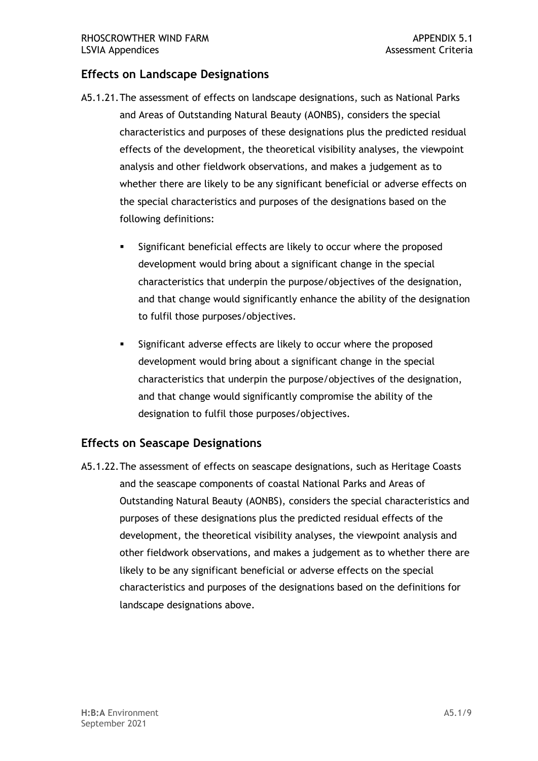## Effects on Landscape Designations

A5.1.21. The assessment of effects on landscape designations, such as National Parks and Areas of Outstanding Natural Beauty (AONBS), considers the special characteristics and purposes of these designations plus the predicted residual effects of the development, the theoretical visibility analyses, the viewpoint analysis and other fieldwork observations, and makes a judgement as to whether there are likely to be any significant beneficial or adverse effects on the special characteristics and purposes of the designations based on the following definitions:

- Significant beneficial effects are likely to occur where the proposed development would bring about a significant change in the special characteristics that underpin the purpose/objectives of the designation, and that change would significantly enhance the ability of the designation to fulfil those purposes/objectives.
- Significant adverse effects are likely to occur where the proposed development would bring about a significant change in the special characteristics that underpin the purpose/objectives of the designation, and that change would significantly compromise the ability of the designation to fulfil those purposes/objectives.

## Effects on Seascape Designations

A5.1.22. The assessment of effects on seascape designations, such as Heritage Coasts and the seascape components of coastal National Parks and Areas of Outstanding Natural Beauty (AONBS), considers the special characteristics and purposes of these designations plus the predicted residual effects of the development, the theoretical visibility analyses, the viewpoint analysis and other fieldwork observations, and makes a judgement as to whether there are likely to be any significant beneficial or adverse effects on the special characteristics and purposes of the designations based on the definitions for landscape designations above.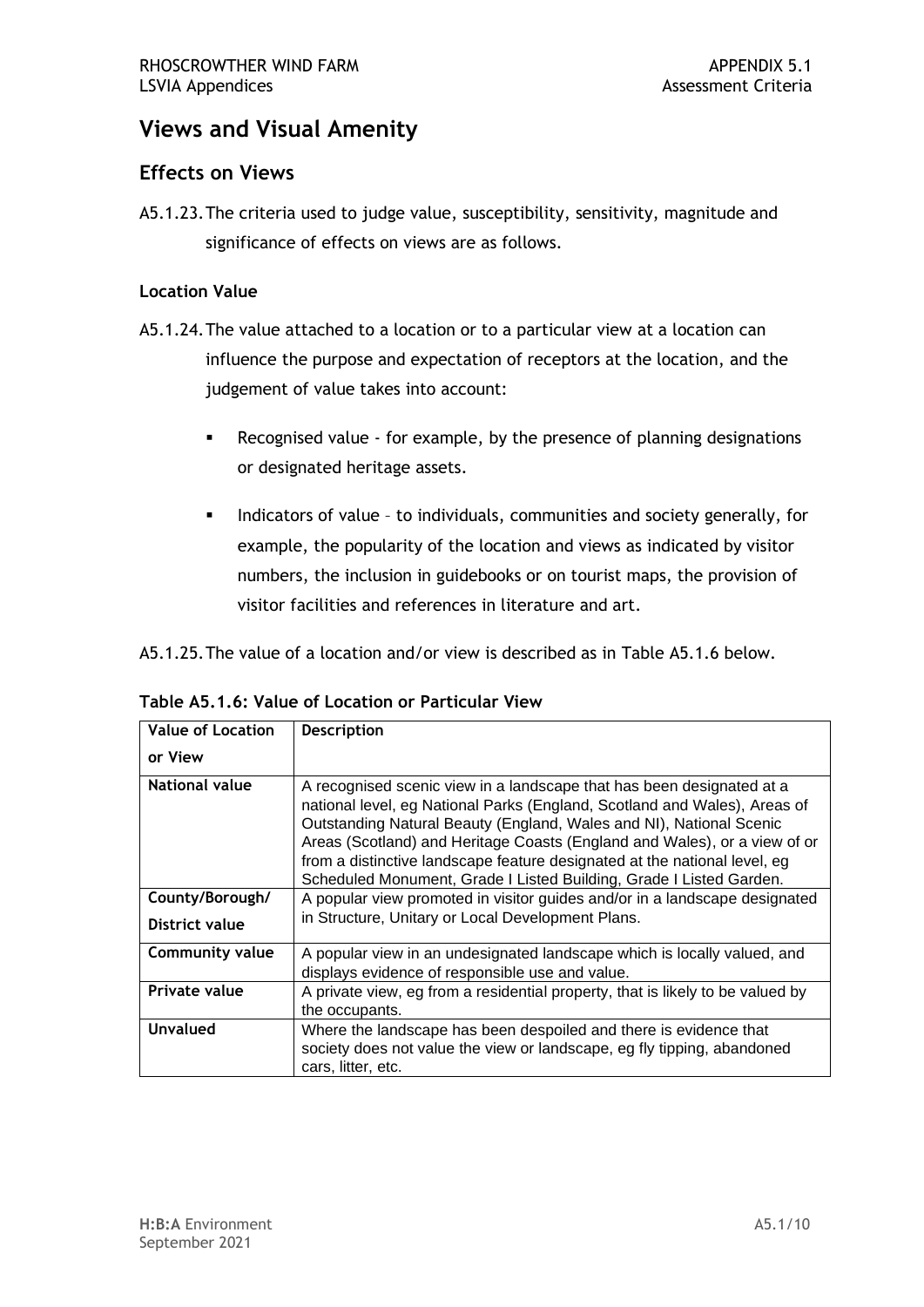# Views and Visual Amenity

## Effects on Views

A5.1.23. The criteria used to judge value, susceptibility, sensitivity, magnitude and significance of effects on views are as follows.

### Location Value

A5.1.24. The value attached to a location or to a particular view at a location can influence the purpose and expectation of receptors at the location, and the judgement of value takes into account:

- Recognised value - for example, by the presence of planning designations or designated heritage assets.
- Indicators of value – to individuals, communities and society generally, for example, the popularity of the location and views as indicated by visitor numbers, the inclusion in guidebooks or on tourist maps, the provision of visitor facilities and references in literature and art.

A5.1.25. The value of a location and/or view is described as in Table A5.1.6 below.

**Table A5.1.6: Value of Location or Particular View**

| Value of Location or View | Description |
|---|---|
| **National value** | A recognised scenic view in a landscape that has been designated at a national level, eg National Parks (England, Scotland and Wales), Areas of Outstanding Natural Beauty (England, Wales and NI), National Scenic Areas (Scotland) and Heritage Coasts (England and Wales), or a view of or from a distinctive landscape feature designated at the national level, eg Scheduled Monument, Grade I Listed Building, Grade I Listed Garden. |
| **County/Borough/ District value** | A popular view promoted in visitor guides and/or in a landscape designated in Structure, Unitary or Local Development Plans. |
| **Community value** | A popular view in an undesignated landscape which is locally valued, and displays evidence of responsible use and value. |
| **Private value** | A private view, eg from a residential property, that is likely to be valued by the occupants. |
| **Unvalued** | Where the landscape has been despoiled and there is evidence that society does not value the view or landscape, eg fly tipping, abandoned cars, litter, etc. |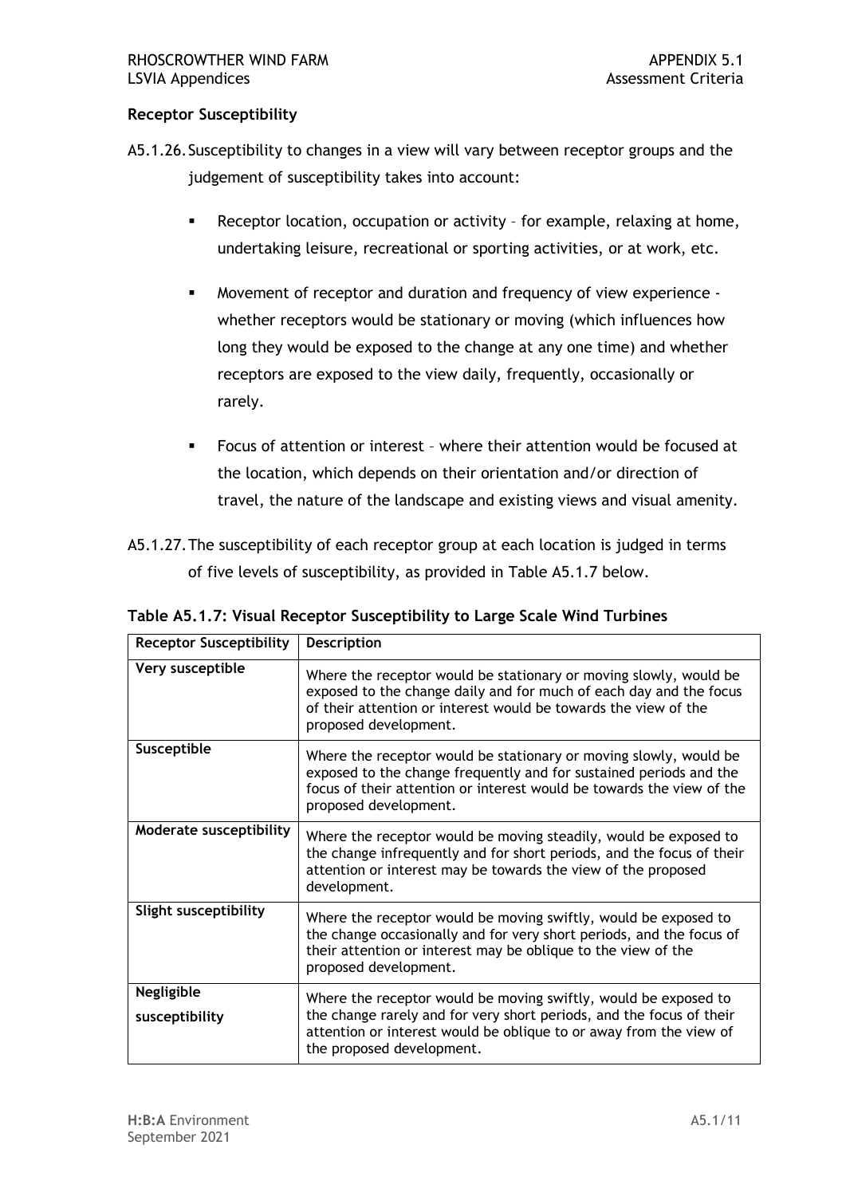**Receptor Susceptibility**

A5.1.26. Susceptibility to changes in a view will vary between receptor groups and the judgement of susceptibility takes into account:

- Receptor location, occupation or activity – for example, relaxing at home, undertaking leisure, recreational or sporting activities, or at work, etc.
- Movement of receptor and duration and frequency of view experience - whether receptors would be stationary or moving (which influences how long they would be exposed to the change at any one time) and whether receptors are exposed to the view daily, frequently, occasionally or rarely.
- Focus of attention or interest – where their attention would be focused at the location, which depends on their orientation and/or direction of travel, the nature of the landscape and existing views and visual amenity.

A5.1.27. The susceptibility of each receptor group at each location is judged in terms of five levels of susceptibility, as provided in Table A5.1.7 below.

**Table A5.1.7: Visual Receptor Susceptibility to Large Scale Wind Turbines**

| Receptor Susceptibility | Description |
|---|---|
| **Very susceptible** | Where the receptor would be stationary or moving slowly, would be exposed to the change daily and for much of each day and the focus of their attention or interest would be towards the view of the proposed development. |
| **Susceptible** | Where the receptor would be stationary or moving slowly, would be exposed to the change frequently and for sustained periods and the focus of their attention or interest would be towards the view of the proposed development. |
| **Moderate susceptibility** | Where the receptor would be moving steadily, would be exposed to the change infrequently and for short periods, and the focus of their attention or interest may be towards the view of the proposed development. |
| **Slight susceptibility** | Where the receptor would be moving swiftly, would be exposed to the change occasionally and for very short periods, and the focus of their attention or interest may be oblique to the view of the proposed development. |
| **Negligible susceptibility** | Where the receptor would be moving swiftly, would be exposed to the change rarely and for very short periods, and the focus of their attention or interest would be oblique to or away from the view of the proposed development. |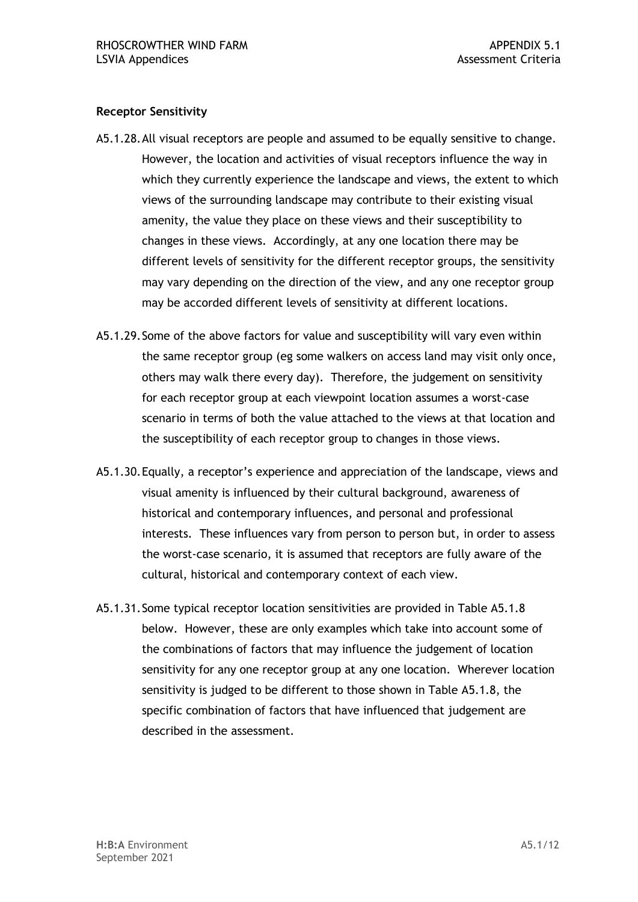**Receptor Sensitivity**

A5.1.28. All visual receptors are people and assumed to be equally sensitive to change. However, the location and activities of visual receptors influence the way in which they currently experience the landscape and views, the extent to which views of the surrounding landscape may contribute to their existing visual amenity, the value they place on these views and their susceptibility to changes in these views. Accordingly, at any one location there may be different levels of sensitivity for the different receptor groups, the sensitivity may vary depending on the direction of the view, and any one receptor group may be accorded different levels of sensitivity at different locations.

A5.1.29. Some of the above factors for value and susceptibility will vary even within the same receptor group (eg some walkers on access land may visit only once, others may walk there every day). Therefore, the judgement on sensitivity for each receptor group at each viewpoint location assumes a worst-case scenario in terms of both the value attached to the views at that location and the susceptibility of each receptor group to changes in those views.

A5.1.30. Equally, a receptor's experience and appreciation of the landscape, views and visual amenity is influenced by their cultural background, awareness of historical and contemporary influences, and personal and professional interests. These influences vary from person to person but, in order to assess the worst-case scenario, it is assumed that receptors are fully aware of the cultural, historical and contemporary context of each view.

A5.1.31. Some typical receptor location sensitivities are provided in Table A5.1.8 below. However, these are only examples which take into account some of the combinations of factors that may influence the judgement of location sensitivity for any one receptor group at any one location. Wherever location sensitivity is judged to be different to those shown in Table A5.1.8, the specific combination of factors that have influenced that judgement are described in the assessment.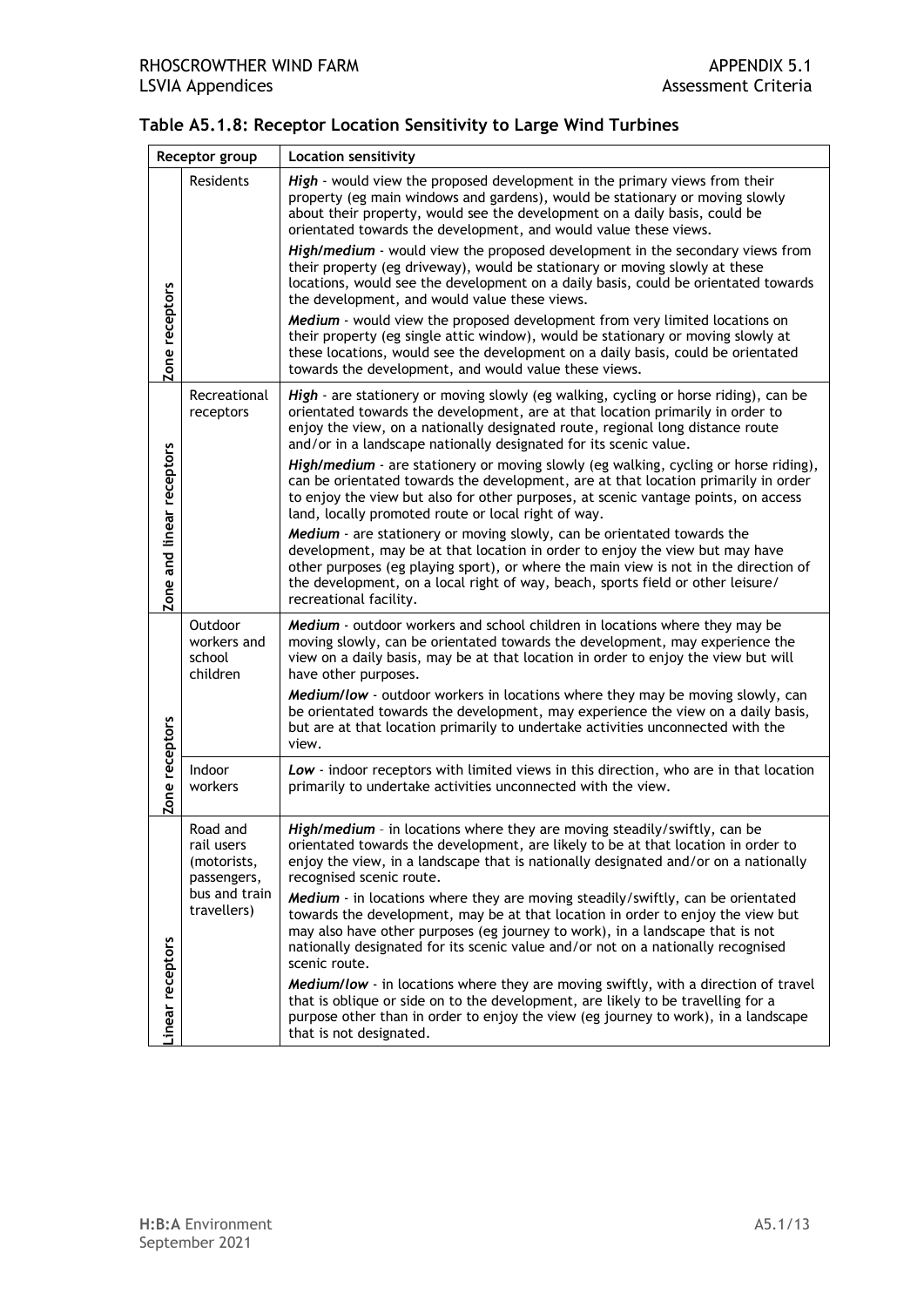**Table A5.1.8: Receptor Location Sensitivity to Large Wind Turbines**

| Receptor group | | Location sensitivity |
|---|---|---|
| Zone receptors | Residents | ***High*** - would view the proposed development in the primary views from their property (eg main windows and gardens), would be stationary or moving slowly about their property, would see the development on a daily basis, could be orientated towards the development, and would value these views.<br><br>***High/medium*** - would view the proposed development in the secondary views from their property (eg driveway), would be stationary or moving slowly at these locations, would see the development on a daily basis, could be orientated towards the development, and would value these views.<br><br>***Medium*** - would view the proposed development from very limited locations on their property (eg single attic window), would be stationary or moving slowly at these locations, would see the development on a daily basis, could be orientated towards the development, and would value these views. |
| Zone and linear receptors | Recreational receptors | ***High*** - are stationery or moving slowly (eg walking, cycling or horse riding), can be orientated towards the development, are at that location primarily in order to enjoy the view, on a nationally designated route, regional long distance route and/or in a landscape nationally designated for its scenic value.<br><br>***High/medium*** - are stationery or moving slowly (eg walking, cycling or horse riding), can be orientated towards the development, are at that location primarily in order to enjoy the view but also for other purposes, at scenic vantage points, on access land, locally promoted route or local right of way.<br><br>***Medium*** - are stationery or moving slowly, can be orientated towards the development, may be at that location in order to enjoy the view but may have other purposes (eg playing sport), or where the main view is not in the direction of the development, on a local right of way, beach, sports field or other leisure/ recreational facility. |
| Zone receptors | Outdoor workers and school children | ***Medium*** - outdoor workers and school children in locations where they may be moving slowly, can be orientated towards the development, may experience the view on a daily basis, may be at that location in order to enjoy the view but will have other purposes.<br><br>***Medium/low*** - outdoor workers in locations where they may be moving slowly, can be orientated towards the development, may experience the view on a daily basis, but are at that location primarily to undertake activities unconnected with the view. |
| | Indoor workers | ***Low*** - indoor receptors with limited views in this direction, who are in that location primarily to undertake activities unconnected with the view. |
| Linear receptors | Road and rail users (motorists, passengers, bus and train travellers) | ***High/medium*** – in locations where they are moving steadily/swiftly, can be orientated towards the development, are likely to be at that location in order to enjoy the view, in a landscape that is nationally designated and/or on a nationally recognised scenic route.<br><br>***Medium*** - in locations where they are moving steadily/swiftly, can be orientated towards the development, may be at that location in order to enjoy the view but may also have other purposes (eg journey to work), in a landscape that is not nationally designated for its scenic value and/or not on a nationally recognised scenic route.<br><br>***Medium/low*** - in locations where they are moving swiftly, with a direction of travel that is oblique or side on to the development, are likely to be travelling for a purpose other than in order to enjoy the view (eg journey to work), in a landscape that is not designated. |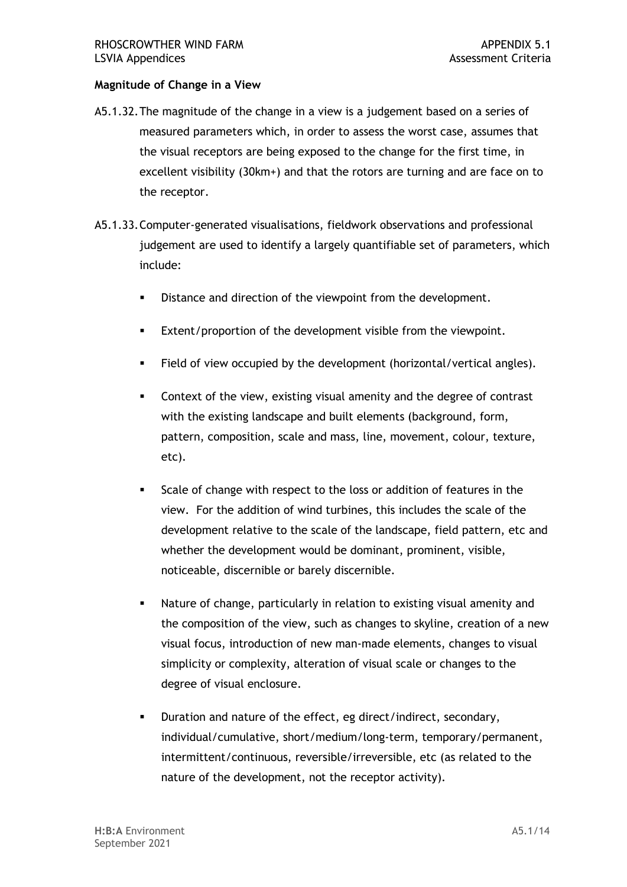**Magnitude of Change in a View**

A5.1.32. The magnitude of the change in a view is a judgement based on a series of measured parameters which, in order to assess the worst case, assumes that the visual receptors are being exposed to the change for the first time, in excellent visibility (30km+) and that the rotors are turning and are face on to the receptor.

A5.1.33. Computer-generated visualisations, fieldwork observations and professional judgement are used to identify a largely quantifiable set of parameters, which include:

- Distance and direction of the viewpoint from the development.
- Extent/proportion of the development visible from the viewpoint.
- Field of view occupied by the development (horizontal/vertical angles).
- Context of the view, existing visual amenity and the degree of contrast with the existing landscape and built elements (background, form, pattern, composition, scale and mass, line, movement, colour, texture, etc).
- Scale of change with respect to the loss or addition of features in the view. For the addition of wind turbines, this includes the scale of the development relative to the scale of the landscape, field pattern, etc and whether the development would be dominant, prominent, visible, noticeable, discernible or barely discernible.
- Nature of change, particularly in relation to existing visual amenity and the composition of the view, such as changes to skyline, creation of a new visual focus, introduction of new man-made elements, changes to visual simplicity or complexity, alteration of visual scale or changes to the degree of visual enclosure.
- Duration and nature of the effect, eg direct/indirect, secondary, individual/cumulative, short/medium/long-term, temporary/permanent, intermittent/continuous, reversible/irreversible, etc (as related to the nature of the development, not the receptor activity).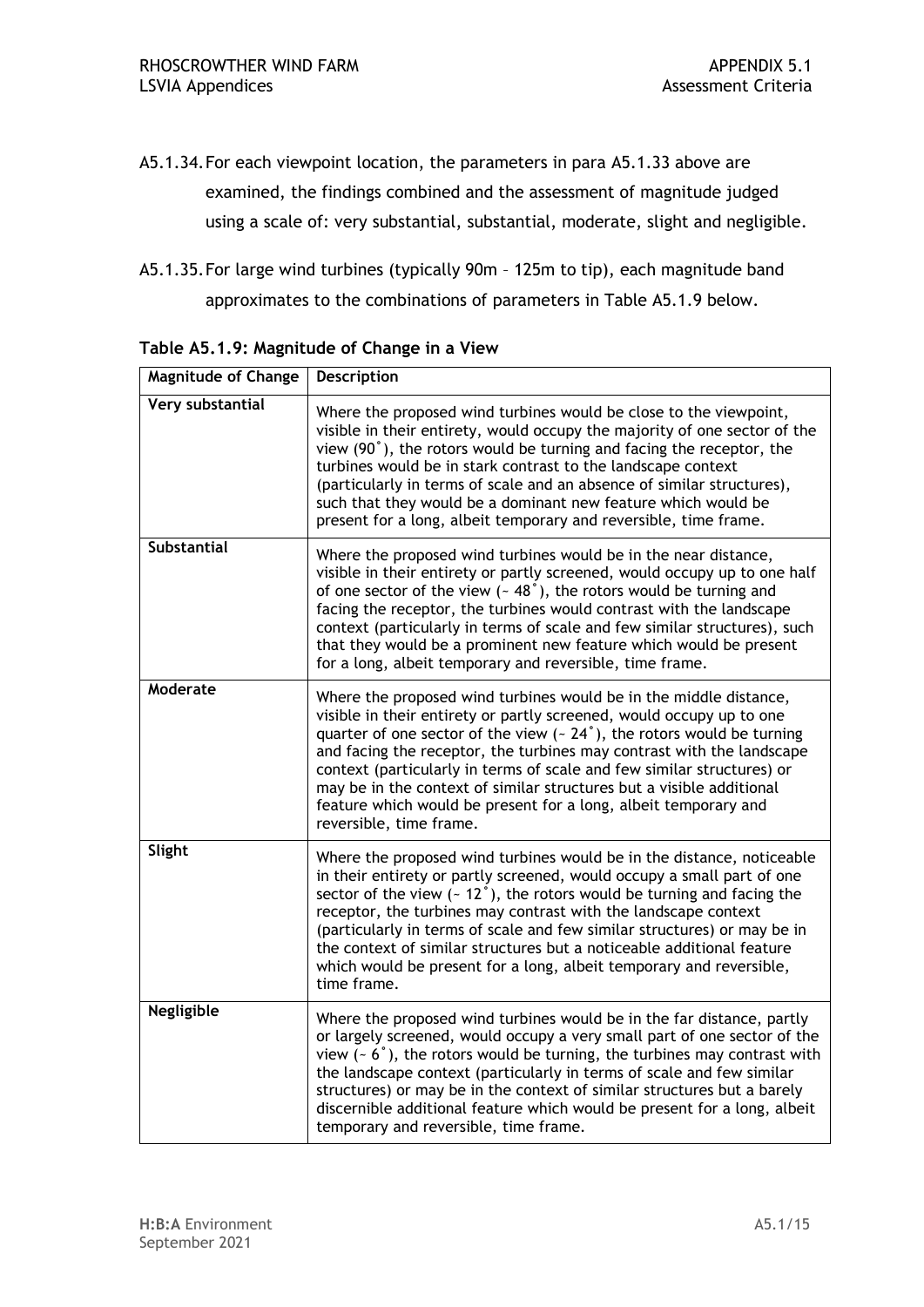A5.1.34. For each viewpoint location, the parameters in para A5.1.33 above are examined, the findings combined and the assessment of magnitude judged using a scale of: very substantial, substantial, moderate, slight and negligible.

A5.1.35. For large wind turbines (typically 90m – 125m to tip), each magnitude band approximates to the combinations of parameters in Table A5.1.9 below.

**Table A5.1.9: Magnitude of Change in a View**

| Magnitude of Change | Description |
|---|---|
| **Very substantial** | Where the proposed wind turbines would be close to the viewpoint, visible in their entirety, would occupy the majority of one sector of the view (90˚), the rotors would be turning and facing the receptor, the turbines would be in stark contrast to the landscape context (particularly in terms of scale and an absence of similar structures), such that they would be a dominant new feature which would be present for a long, albeit temporary and reversible, time frame. |
| **Substantial** | Where the proposed wind turbines would be in the near distance, visible in their entirety or partly screened, would occupy up to one half of one sector of the view (~ 48˚), the rotors would be turning and facing the receptor, the turbines would contrast with the landscape context (particularly in terms of scale and few similar structures), such that they would be a prominent new feature which would be present for a long, albeit temporary and reversible, time frame. |
| **Moderate** | Where the proposed wind turbines would be in the middle distance, visible in their entirety or partly screened, would occupy up to one quarter of one sector of the view (~ 24˚), the rotors would be turning and facing the receptor, the turbines may contrast with the landscape context (particularly in terms of scale and few similar structures) or may be in the context of similar structures but a visible additional feature which would be present for a long, albeit temporary and reversible, time frame. |
| **Slight** | Where the proposed wind turbines would be in the distance, noticeable in their entirety or partly screened, would occupy a small part of one sector of the view (~ 12˚), the rotors would be turning and facing the receptor, the turbines may contrast with the landscape context (particularly in terms of scale and few similar structures) or may be in the context of similar structures but a noticeable additional feature which would be present for a long, albeit temporary and reversible, time frame. |
| **Negligible** | Where the proposed wind turbines would be in the far distance, partly or largely screened, would occupy a very small part of one sector of the view (~ 6˚), the rotors would be turning, the turbines may contrast with the landscape context (particularly in terms of scale and few similar structures) or may be in the context of similar structures but a barely discernible additional feature which would be present for a long, albeit temporary and reversible, time frame. |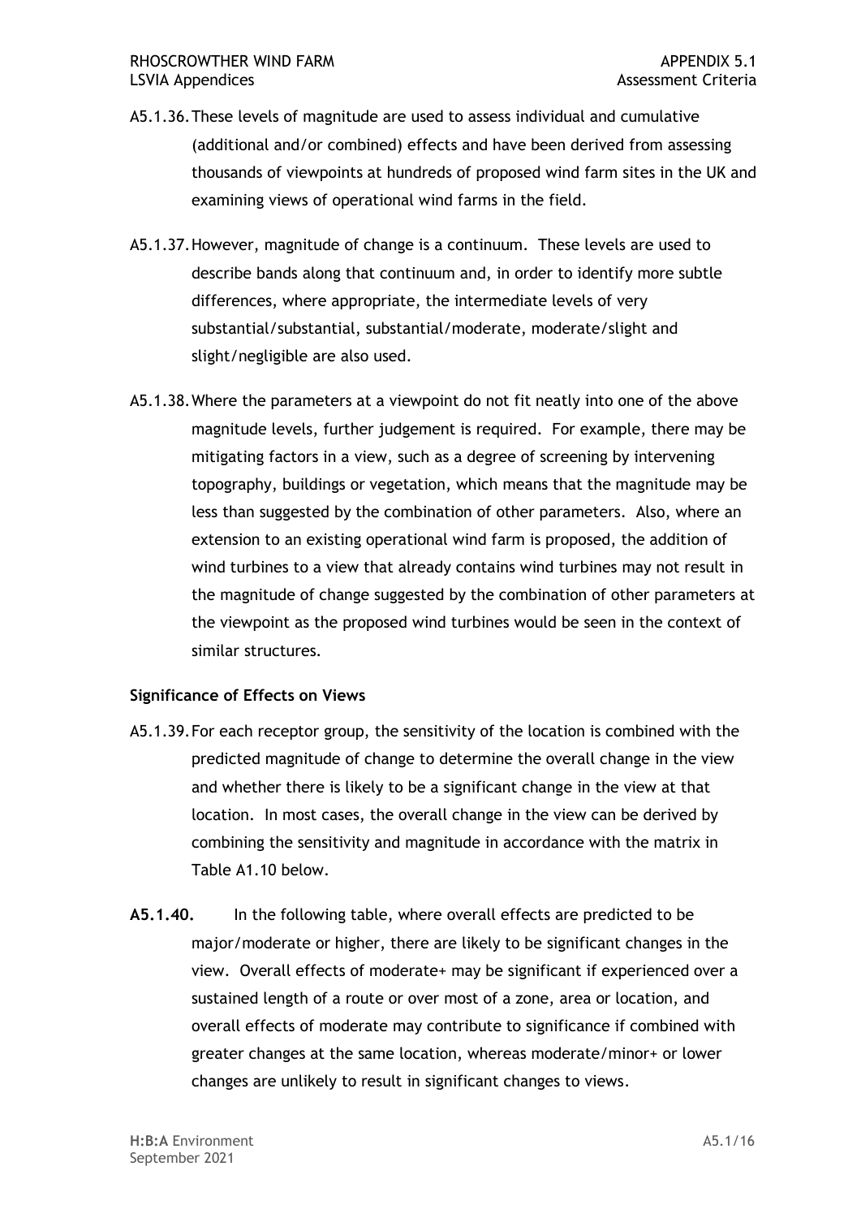A5.1.36. These levels of magnitude are used to assess individual and cumulative (additional and/or combined) effects and have been derived from assessing thousands of viewpoints at hundreds of proposed wind farm sites in the UK and examining views of operational wind farms in the field.

A5.1.37. However, magnitude of change is a continuum. These levels are used to describe bands along that continuum and, in order to identify more subtle differences, where appropriate, the intermediate levels of very substantial/substantial, substantial/moderate, moderate/slight and slight/negligible are also used.

A5.1.38. Where the parameters at a viewpoint do not fit neatly into one of the above magnitude levels, further judgement is required. For example, there may be mitigating factors in a view, such as a degree of screening by intervening topography, buildings or vegetation, which means that the magnitude may be less than suggested by the combination of other parameters. Also, where an extension to an existing operational wind farm is proposed, the addition of wind turbines to a view that already contains wind turbines may not result in the magnitude of change suggested by the combination of other parameters at the viewpoint as the proposed wind turbines would be seen in the context of similar structures.

### Significance of Effects on Views

A5.1.39. For each receptor group, the sensitivity of the location is combined with the predicted magnitude of change to determine the overall change in the view and whether there is likely to be a significant change in the view at that location. In most cases, the overall change in the view can be derived by combining the sensitivity and magnitude in accordance with the matrix in Table A1.10 below.

**A5.1.40.** In the following table, where overall effects are predicted to be major/moderate or higher, there are likely to be significant changes in the view. Overall effects of moderate+ may be significant if experienced over a sustained length of a route or over most of a zone, area or location, and overall effects of moderate may contribute to significance if combined with greater changes at the same location, whereas moderate/minor+ or lower changes are unlikely to result in significant changes to views.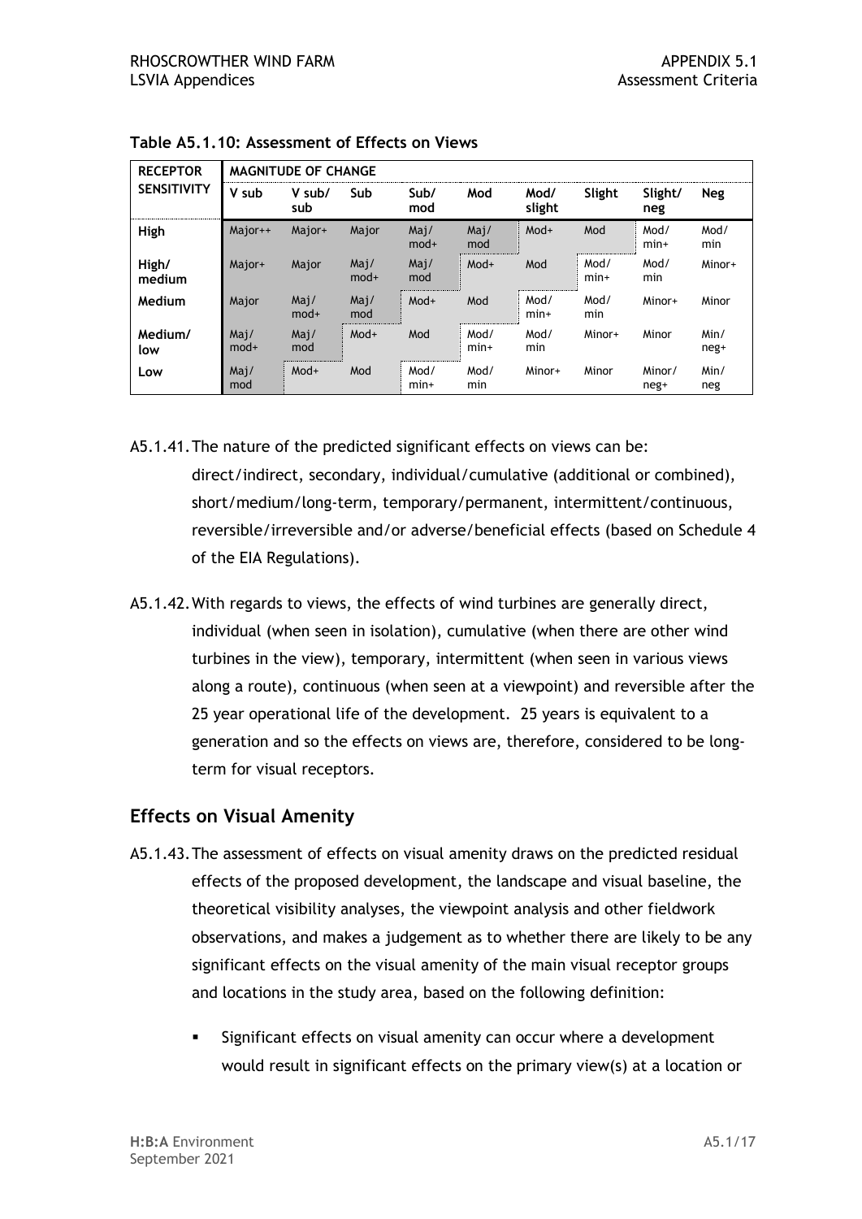**Table A5.1.10: Assessment of Effects on Views**

| RECEPTOR SENSITIVITY | MAGNITUDE OF CHANGE | | | | | | | | |
|---|---|---|---|---|---|---|---|---|---|
| | V sub | V sub/ sub | Sub | Sub/ mod | Mod | Mod/ slight | Slight | Slight/ neg | Neg |
| **High** | Major++ | Major+ | Major | Maj/ mod+ | Maj/ mod | Mod+ | Mod | Mod/ min+ | Mod/ min |
| **High/ medium** | Major+ | Major | Maj/ mod+ | Maj/ mod | Mod+ | Mod | Mod/ min+ | Mod/ min | Minor+ |
| **Medium** | Major | Maj/ mod+ | Maj/ mod | Mod+ | Mod | Mod/ min+ | Mod/ min | Minor+ | Minor |
| **Medium/ low** | Maj/ mod+ | Maj/ mod | Mod+ | Mod | Mod/ min+ | Mod/ min | Minor+ | Minor | Min/ neg+ |
| **Low** | Maj/ mod | Mod+ | Mod | Mod/ min+ | Mod/ min | Minor+ | Minor | Minor/ neg+ | Min/ neg |

A5.1.41. The nature of the predicted significant effects on views can be: direct/indirect, secondary, individual/cumulative (additional or combined), short/medium/long-term, temporary/permanent, intermittent/continuous, reversible/irreversible and/or adverse/beneficial effects (based on Schedule 4 of the EIA Regulations).

A5.1.42. With regards to views, the effects of wind turbines are generally direct, individual (when seen in isolation), cumulative (when there are other wind turbines in the view), temporary, intermittent (when seen in various views along a route), continuous (when seen at a viewpoint) and reversible after the 25 year operational life of the development. 25 years is equivalent to a generation and so the effects on views are, therefore, considered to be long-term for visual receptors.

## Effects on Visual Amenity

A5.1.43. The assessment of effects on visual amenity draws on the predicted residual effects of the proposed development, the landscape and visual baseline, the theoretical visibility analyses, the viewpoint analysis and other fieldwork observations, and makes a judgement as to whether there are likely to be any significant effects on the visual amenity of the main visual receptor groups and locations in the study area, based on the following definition:

- Significant effects on visual amenity can occur where a development would result in significant effects on the primary view(s) at a location or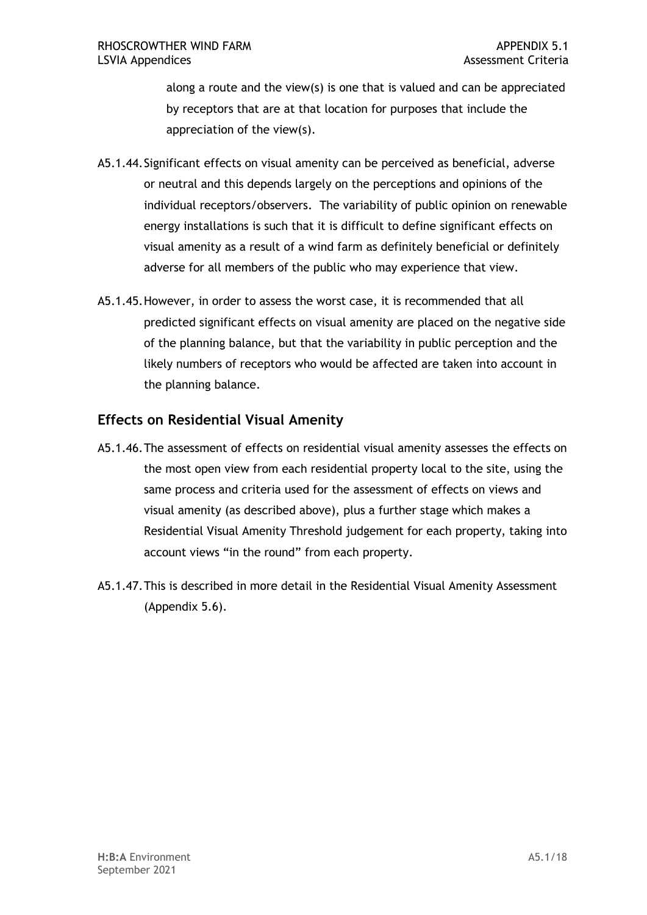along a route and the view(s) is one that is valued and can be appreciated by receptors that are at that location for purposes that include the appreciation of the view(s).

A5.1.44. Significant effects on visual amenity can be perceived as beneficial, adverse or neutral and this depends largely on the perceptions and opinions of the individual receptors/observers. The variability of public opinion on renewable energy installations is such that it is difficult to define significant effects on visual amenity as a result of a wind farm as definitely beneficial or definitely adverse for all members of the public who may experience that view.

A5.1.45. However, in order to assess the worst case, it is recommended that all predicted significant effects on visual amenity are placed on the negative side of the planning balance, but that the variability in public perception and the likely numbers of receptors who would be affected are taken into account in the planning balance.

## Effects on Residential Visual Amenity

A5.1.46. The assessment of effects on residential visual amenity assesses the effects on the most open view from each residential property local to the site, using the same process and criteria used for the assessment of effects on views and visual amenity (as described above), plus a further stage which makes a Residential Visual Amenity Threshold judgement for each property, taking into account views "in the round" from each property.

A5.1.47. This is described in more detail in the Residential Visual Amenity Assessment (Appendix 5.6).